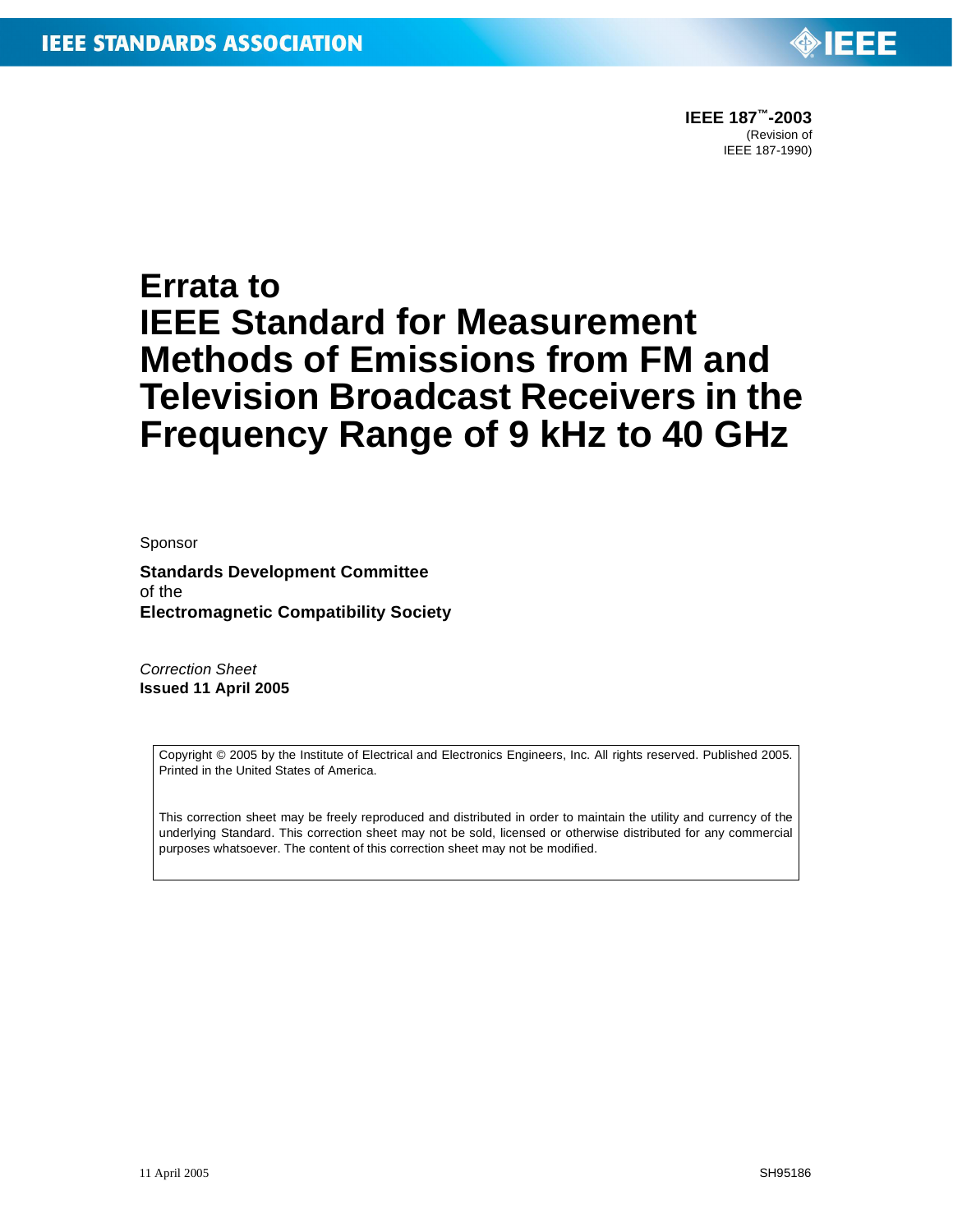**IEEE 187™-2003**
(Revision of
IEEE 187-1990)

# Errata to IEEE Standard for Measurement Methods of Emissions from FM and Television Broadcast Receivers in the Frequency Range of 9 kHz to 40 GHz

Sponsor

**Standards Development Committee**
of the
**Electromagnetic Compatibility Society**

*Correction Sheet*
**Issued 11 April 2005**

Copyright © 2005 by the Institute of Electrical and Electronics Engineers, Inc. All rights reserved. Published 2005. Printed in the United States of America.

This correction sheet may be freely reproduced and distributed in order to maintain the utility and currency of the underlying Standard. This correction sheet may not be sold, licensed or otherwise distributed for any commercial purposes whatsoever. The content of this correction sheet may not be modified.

11 April 2005 SH95186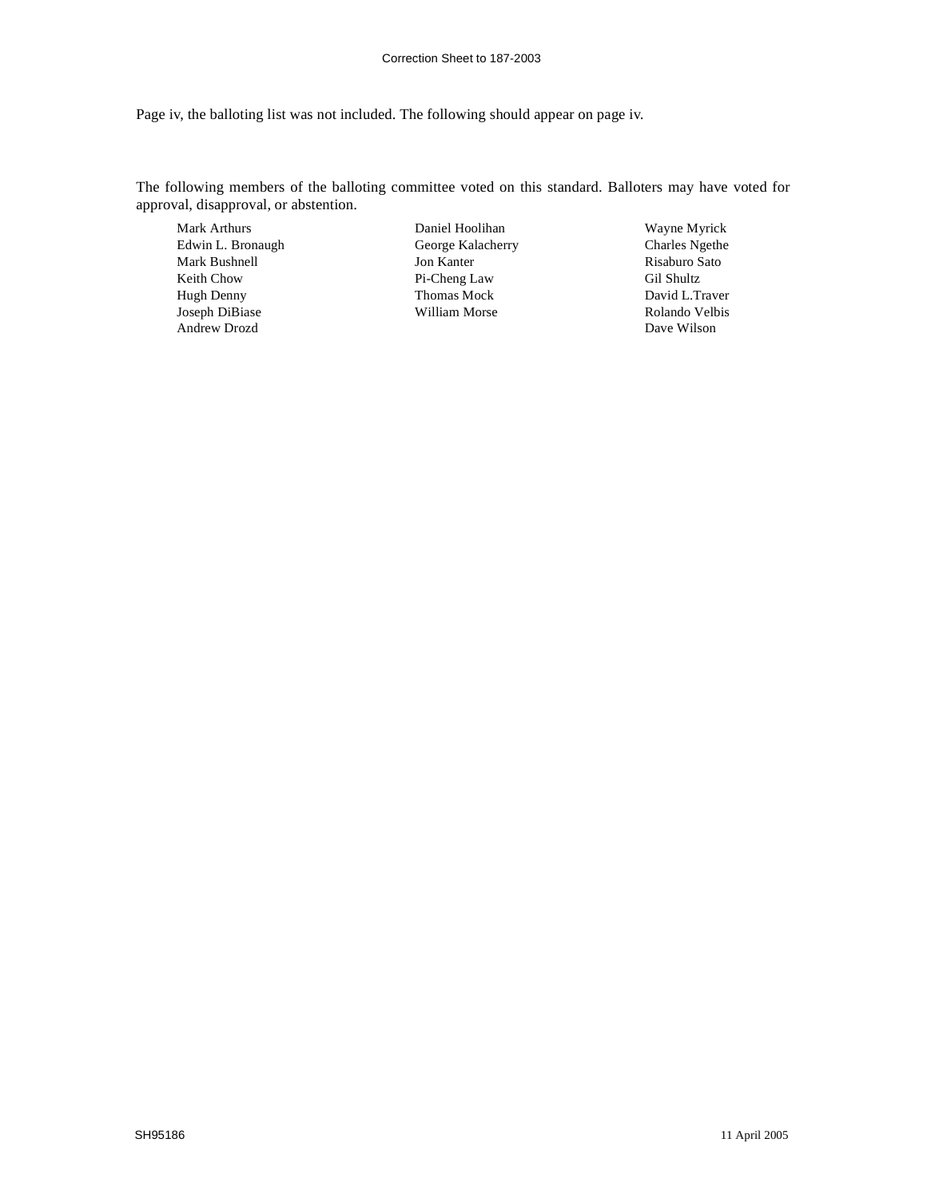Page iv, the balloting list was not included. The following should appear on page iv.

The following members of the balloting committee voted on this standard. Balloters may have voted for approval, disapproval, or abstention.

Mark Arthurs
Edwin L. Bronaugh
Mark Bushnell
Keith Chow
Hugh Denny
Joseph DiBiase
Andrew Drozd
Daniel Hoolihan
George Kalacherry
Jon Kanter
Pi-Cheng Law
Thomas Mock
William Morse
Wayne Myrick
Charles Ngethe
Risaburo Sato
Gil Shultz
David L.Traver
Rolando Velbis
Dave Wilson

SH95186

11 April 2005